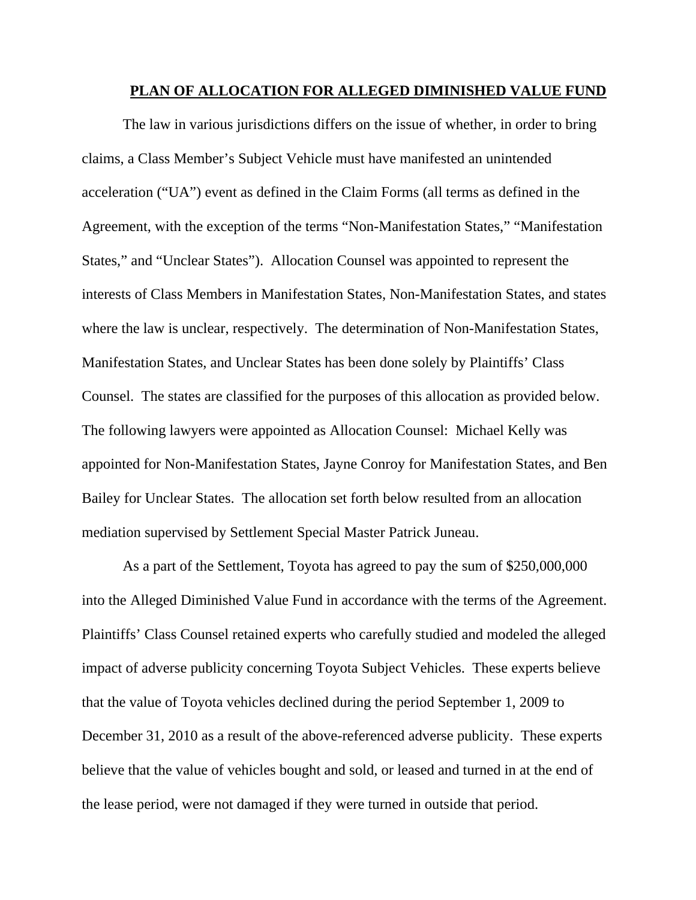# PLAN OF ALLOCATION FOR ALLEGED DIMINISHED VALUE FUND

The law in various jurisdictions differs on the issue of whether, in order to bring claims, a Class Member's Subject Vehicle must have manifested an unintended acceleration ("UA") event as defined in the Claim Forms (all terms as defined in the Agreement, with the exception of the terms "Non-Manifestation States," "Manifestation States," and "Unclear States"). Allocation Counsel was appointed to represent the interests of Class Members in Manifestation States, Non-Manifestation States, and states where the law is unclear, respectively. The determination of Non-Manifestation States, Manifestation States, and Unclear States has been done solely by Plaintiffs' Class Counsel. The states are classified for the purposes of this allocation as provided below. The following lawyers were appointed as Allocation Counsel: Michael Kelly was appointed for Non-Manifestation States, Jayne Conroy for Manifestation States, and Ben Bailey for Unclear States. The allocation set forth below resulted from an allocation mediation supervised by Settlement Special Master Patrick Juneau.

As a part of the Settlement, Toyota has agreed to pay the sum of $250,000,000 into the Alleged Diminished Value Fund in accordance with the terms of the Agreement. Plaintiffs' Class Counsel retained experts who carefully studied and modeled the alleged impact of adverse publicity concerning Toyota Subject Vehicles. These experts believe that the value of Toyota vehicles declined during the period September 1, 2009 to December 31, 2010 as a result of the above-referenced adverse publicity. These experts believe that the value of vehicles bought and sold, or leased and turned in at the end of the lease period, were not damaged if they were turned in outside that period.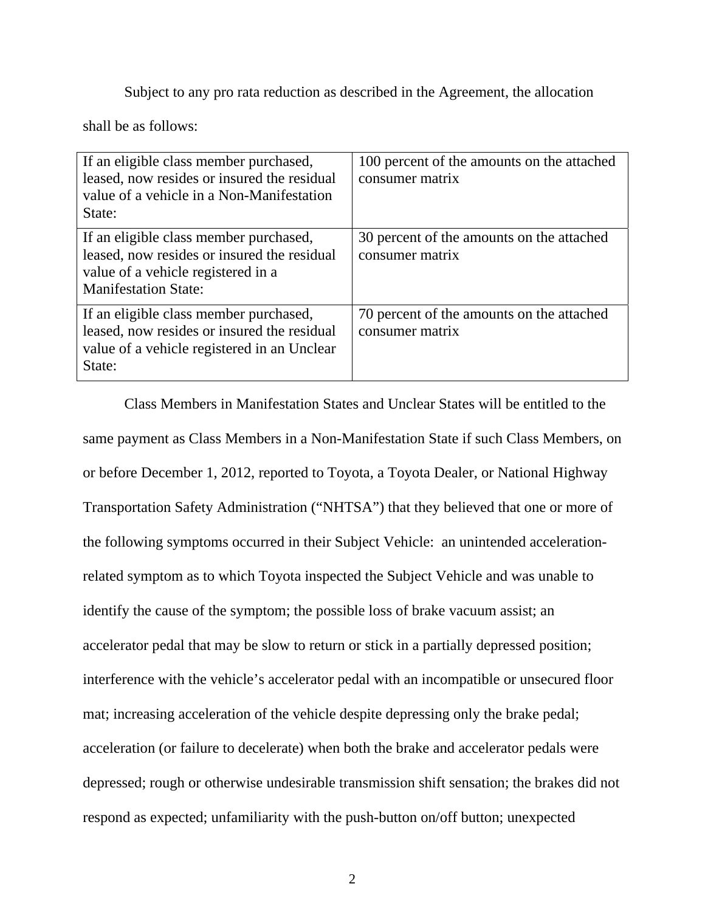Subject to any pro rata reduction as described in the Agreement, the allocation shall be as follows:

| | |
|---|---|
| If an eligible class member purchased, leased, now resides or insured the residual value of a vehicle in a Non-Manifestation State: | 100 percent of the amounts on the attached consumer matrix |
| If an eligible class member purchased, leased, now resides or insured the residual value of a vehicle registered in a Manifestation State: | 30 percent of the amounts on the attached consumer matrix |
| If an eligible class member purchased, leased, now resides or insured the residual value of a vehicle registered in an Unclear State: | 70 percent of the amounts on the attached consumer matrix |

Class Members in Manifestation States and Unclear States will be entitled to the same payment as Class Members in a Non-Manifestation State if such Class Members, on or before December 1, 2012, reported to Toyota, a Toyota Dealer, or National Highway Transportation Safety Administration ("NHTSA") that they believed that one or more of the following symptoms occurred in their Subject Vehicle: an unintended acceleration-related symptom as to which Toyota inspected the Subject Vehicle and was unable to identify the cause of the symptom; the possible loss of brake vacuum assist; an accelerator pedal that may be slow to return or stick in a partially depressed position; interference with the vehicle's accelerator pedal with an incompatible or unsecured floor mat; increasing acceleration of the vehicle despite depressing only the brake pedal; acceleration (or failure to decelerate) when both the brake and accelerator pedals were depressed; rough or otherwise undesirable transmission shift sensation; the brakes did not respond as expected; unfamiliarity with the push-button on/off button; unexpected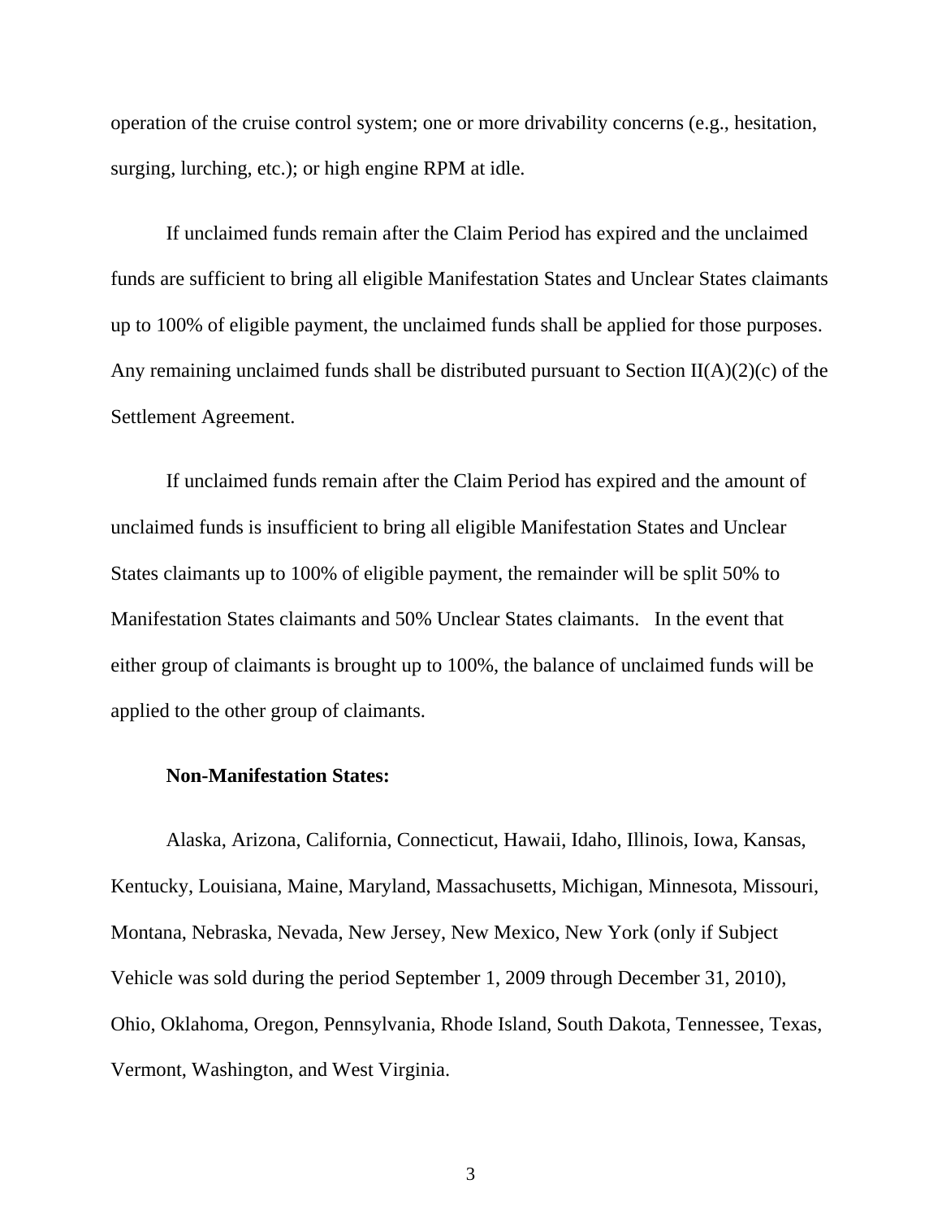operation of the cruise control system; one or more drivability concerns (e.g., hesitation, surging, lurching, etc.); or high engine RPM at idle.

If unclaimed funds remain after the Claim Period has expired and the unclaimed funds are sufficient to bring all eligible Manifestation States and Unclear States claimants up to 100% of eligible payment, the unclaimed funds shall be applied for those purposes. Any remaining unclaimed funds shall be distributed pursuant to Section II(A)(2)(c) of the Settlement Agreement.

If unclaimed funds remain after the Claim Period has expired and the amount of unclaimed funds is insufficient to bring all eligible Manifestation States and Unclear States claimants up to 100% of eligible payment, the remainder will be split 50% to Manifestation States claimants and 50% Unclear States claimants. In the event that either group of claimants is brought up to 100%, the balance of unclaimed funds will be applied to the other group of claimants.

**Non-Manifestation States:**

Alaska, Arizona, California, Connecticut, Hawaii, Idaho, Illinois, Iowa, Kansas, Kentucky, Louisiana, Maine, Maryland, Massachusetts, Michigan, Minnesota, Missouri, Montana, Nebraska, Nevada, New Jersey, New Mexico, New York (only if Subject Vehicle was sold during the period September 1, 2009 through December 31, 2010), Ohio, Oklahoma, Oregon, Pennsylvania, Rhode Island, South Dakota, Tennessee, Texas, Vermont, Washington, and West Virginia.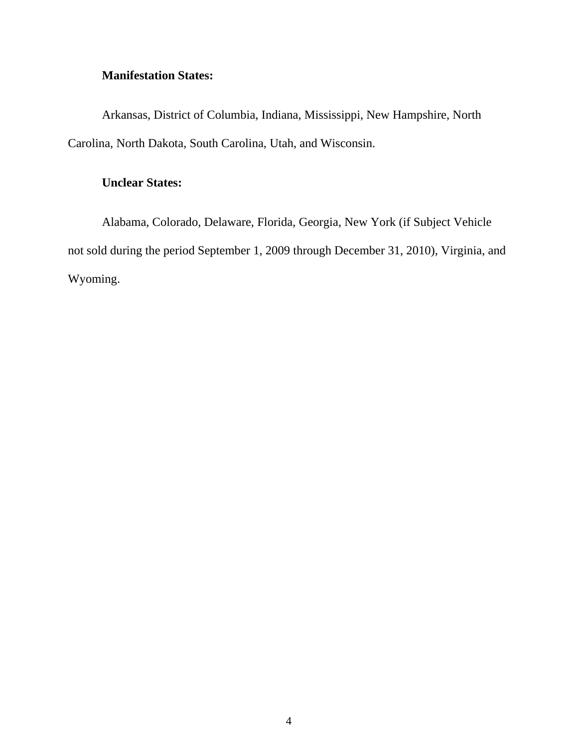**Manifestation States:**

Arkansas, District of Columbia, Indiana, Mississippi, New Hampshire, North Carolina, North Dakota, South Carolina, Utah, and Wisconsin.

**Unclear States:**

Alabama, Colorado, Delaware, Florida, Georgia, New York (if Subject Vehicle not sold during the period September 1, 2009 through December 31, 2010), Virginia, and Wyoming.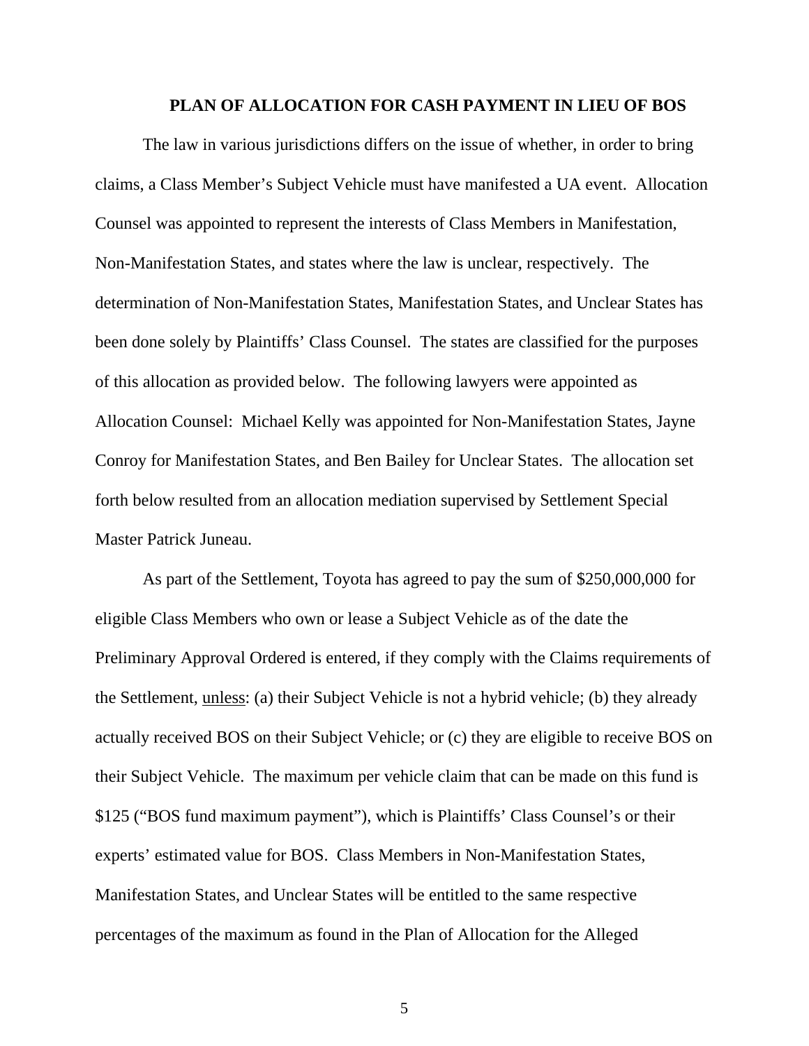## PLAN OF ALLOCATION FOR CASH PAYMENT IN LIEU OF BOS

The law in various jurisdictions differs on the issue of whether, in order to bring claims, a Class Member's Subject Vehicle must have manifested a UA event. Allocation Counsel was appointed to represent the interests of Class Members in Manifestation, Non-Manifestation States, and states where the law is unclear, respectively. The determination of Non-Manifestation States, Manifestation States, and Unclear States has been done solely by Plaintiffs' Class Counsel. The states are classified for the purposes of this allocation as provided below. The following lawyers were appointed as Allocation Counsel: Michael Kelly was appointed for Non-Manifestation States, Jayne Conroy for Manifestation States, and Ben Bailey for Unclear States. The allocation set forth below resulted from an allocation mediation supervised by Settlement Special Master Patrick Juneau.

As part of the Settlement, Toyota has agreed to pay the sum of $250,000,000 for eligible Class Members who own or lease a Subject Vehicle as of the date the Preliminary Approval Ordered is entered, if they comply with the Claims requirements of the Settlement, <u>unless</u>: (a) their Subject Vehicle is not a hybrid vehicle; (b) they already actually received BOS on their Subject Vehicle; or (c) they are eligible to receive BOS on their Subject Vehicle. The maximum per vehicle claim that can be made on this fund is $125 ("BOS fund maximum payment"), which is Plaintiffs' Class Counsel's or their experts' estimated value for BOS. Class Members in Non-Manifestation States, Manifestation States, and Unclear States will be entitled to the same respective percentages of the maximum as found in the Plan of Allocation for the Alleged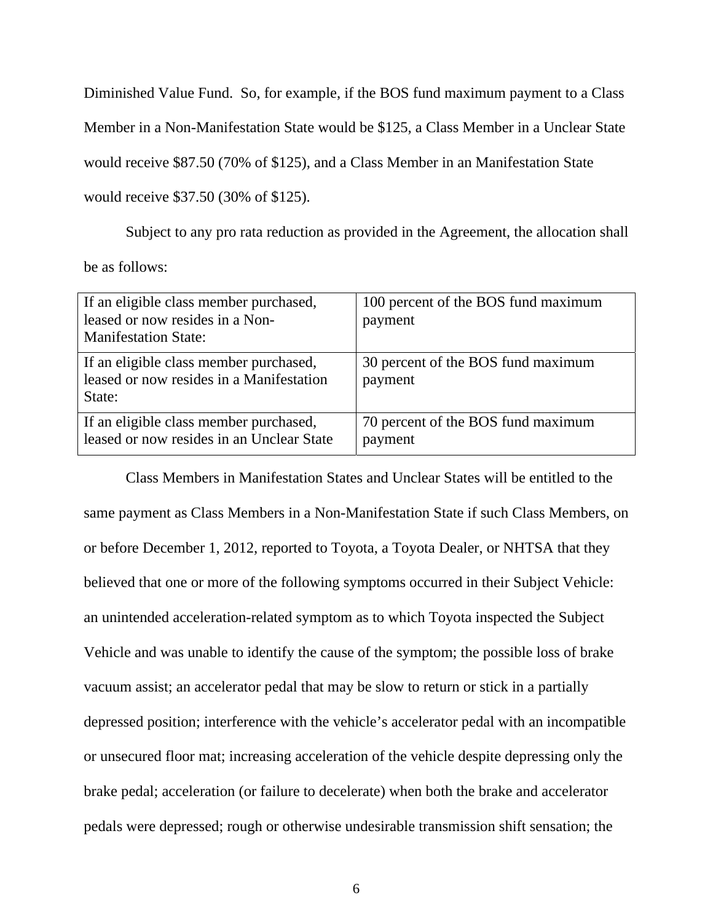Diminished Value Fund. So, for example, if the BOS fund maximum payment to a Class Member in a Non-Manifestation State would be $125, a Class Member in a Unclear State would receive $87.50 (70% of $125), and a Class Member in an Manifestation State would receive $37.50 (30% of $125).

Subject to any pro rata reduction as provided in the Agreement, the allocation shall be as follows:

| | |
|---|---|
| If an eligible class member purchased, leased or now resides in a Non-Manifestation State: | 100 percent of the BOS fund maximum payment |
| If an eligible class member purchased, leased or now resides in a Manifestation State: | 30 percent of the BOS fund maximum payment |
| If an eligible class member purchased, leased or now resides in an Unclear State | 70 percent of the BOS fund maximum payment |

Class Members in Manifestation States and Unclear States will be entitled to the same payment as Class Members in a Non-Manifestation State if such Class Members, on or before December 1, 2012, reported to Toyota, a Toyota Dealer, or NHTSA that they believed that one or more of the following symptoms occurred in their Subject Vehicle: an unintended acceleration-related symptom as to which Toyota inspected the Subject Vehicle and was unable to identify the cause of the symptom; the possible loss of brake vacuum assist; an accelerator pedal that may be slow to return or stick in a partially depressed position; interference with the vehicle's accelerator pedal with an incompatible or unsecured floor mat; increasing acceleration of the vehicle despite depressing only the brake pedal; acceleration (or failure to decelerate) when both the brake and accelerator pedals were depressed; rough or otherwise undesirable transmission shift sensation; the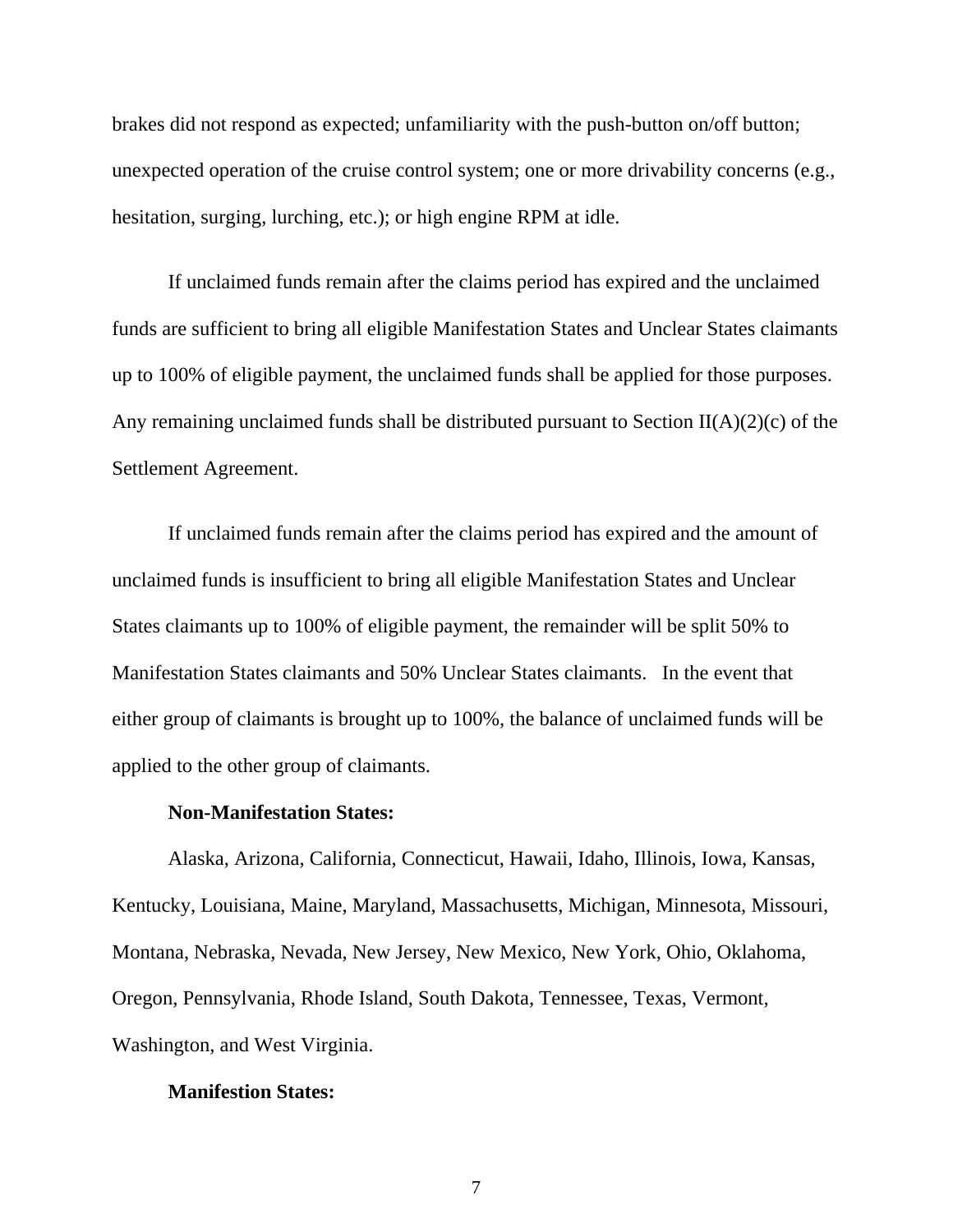brakes did not respond as expected; unfamiliarity with the push-button on/off button; unexpected operation of the cruise control system; one or more drivability concerns (e.g., hesitation, surging, lurching, etc.); or high engine RPM at idle.

If unclaimed funds remain after the claims period has expired and the unclaimed funds are sufficient to bring all eligible Manifestation States and Unclear States claimants up to 100% of eligible payment, the unclaimed funds shall be applied for those purposes. Any remaining unclaimed funds shall be distributed pursuant to Section II(A)(2)(c) of the Settlement Agreement.

If unclaimed funds remain after the claims period has expired and the amount of unclaimed funds is insufficient to bring all eligible Manifestation States and Unclear States claimants up to 100% of eligible payment, the remainder will be split 50% to Manifestation States claimants and 50% Unclear States claimants. In the event that either group of claimants is brought up to 100%, the balance of unclaimed funds will be applied to the other group of claimants.

**Non-Manifestation States:**

Alaska, Arizona, California, Connecticut, Hawaii, Idaho, Illinois, Iowa, Kansas, Kentucky, Louisiana, Maine, Maryland, Massachusetts, Michigan, Minnesota, Missouri, Montana, Nebraska, Nevada, New Jersey, New Mexico, New York, Ohio, Oklahoma, Oregon, Pennsylvania, Rhode Island, South Dakota, Tennessee, Texas, Vermont, Washington, and West Virginia.

**Manifestion States:**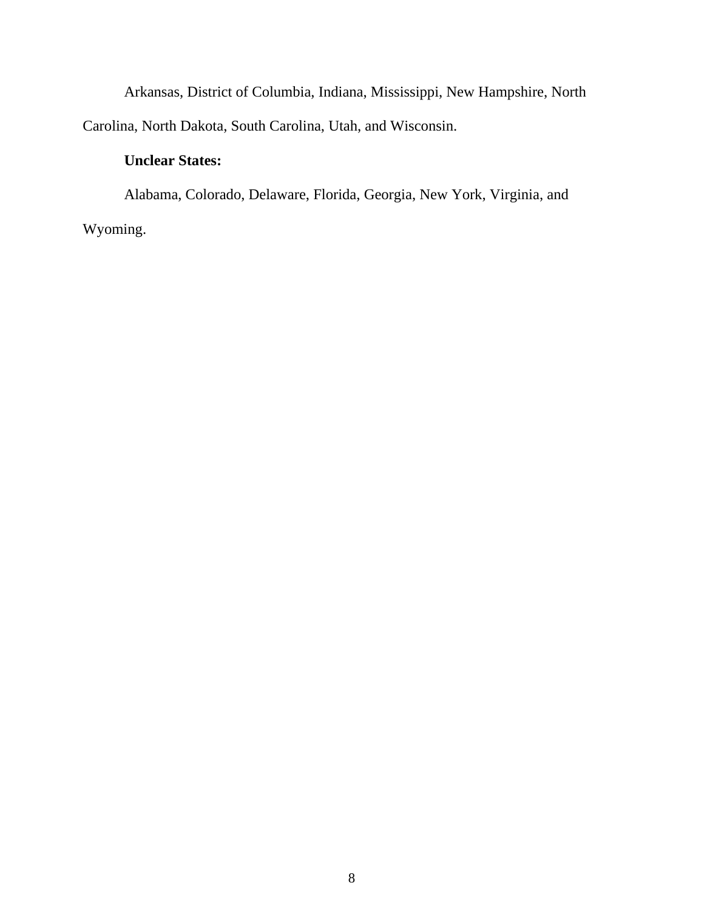Arkansas, District of Columbia, Indiana, Mississippi, New Hampshire, North Carolina, North Dakota, South Carolina, Utah, and Wisconsin.

**Unclear States:**

Alabama, Colorado, Delaware, Florida, Georgia, New York, Virginia, and Wyoming.